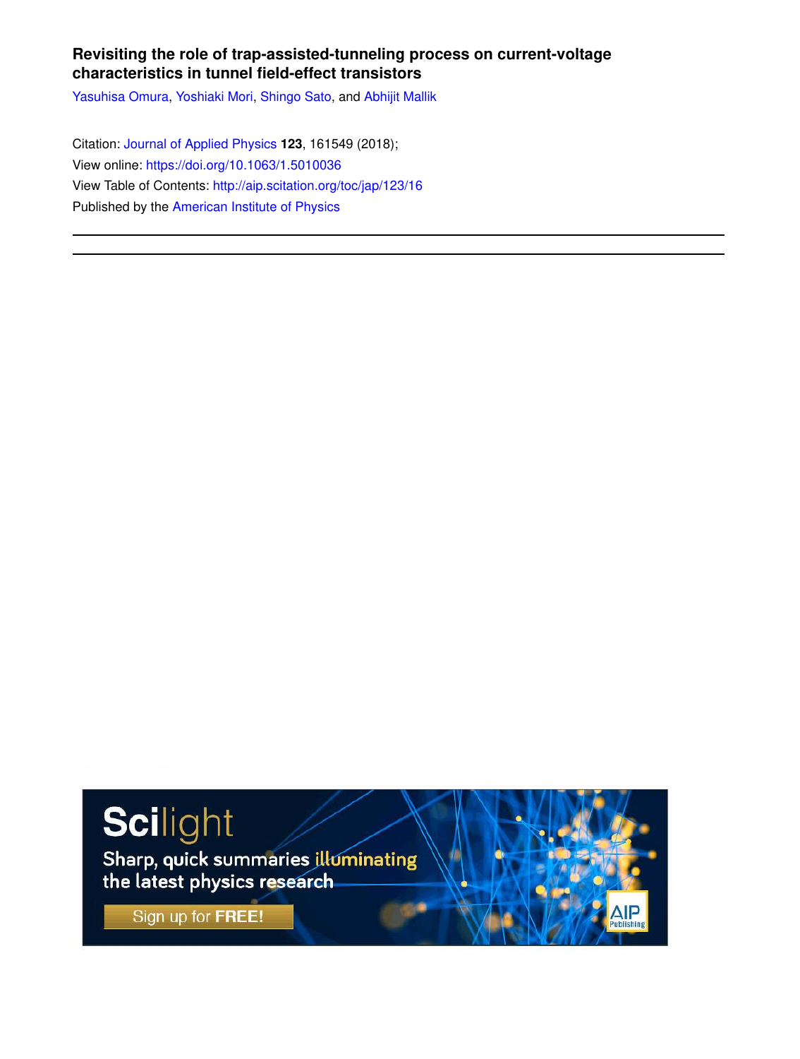# Revisiting the role of trap-assisted-tunneling process on current-voltage characteristics in tunnel field-effect transistors

Yasuhisa Omura, Yoshiaki Mori, Shingo Sato, and Abhijit Mallik

Citation: Journal of Applied Physics **123**, 161549 (2018);
View online: https://doi.org/10.1063/1.5010036
View Table of Contents: http://aip.scitation.org/toc/jap/123/16
Published by the American Institute of Physics

Scilight

Sharp, quick summaries illuminating the latest physics research

Sign up for FREE!

AIP Publishing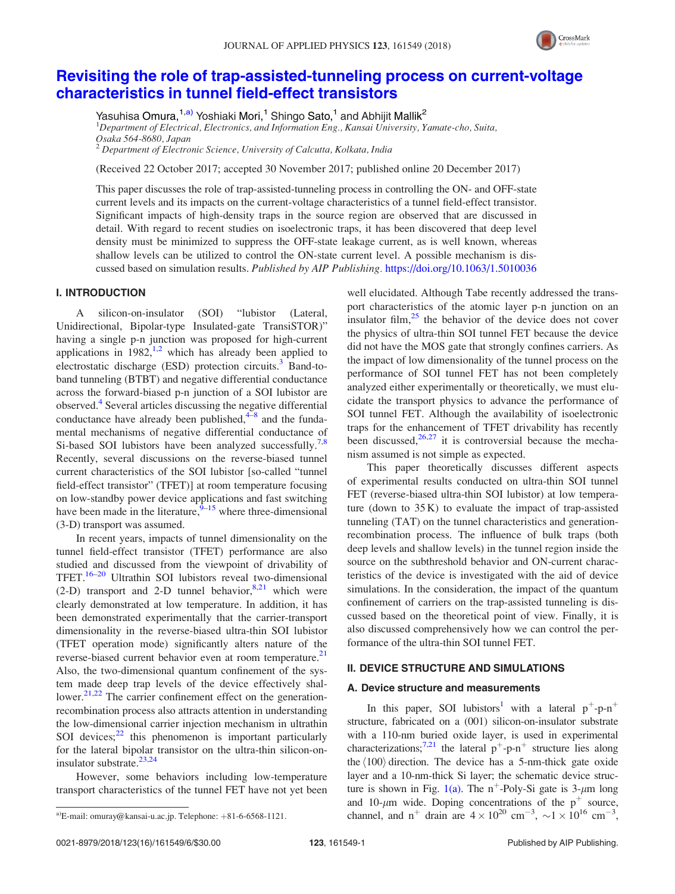# Revisiting the role of trap-assisted-tunneling process on current-voltage characteristics in tunnel field-effect transistors

Yasuhisa Omura,[1,a)] Yoshiaki Mori,[1] Shingo Sato,[1] and Abhijit Mallik[2]

[1]*Department of Electrical, Electronics, and Information Eng., Kansai University, Yamate-cho, Suita, Osaka 564-8680, Japan*
[2] *Department of Electronic Science, University of Calcutta, Kolkata, India*

(Received 22 October 2017; accepted 30 November 2017; published online 20 December 2017)

This paper discusses the role of trap-assisted-tunneling process in controlling the ON- and OFF-state current levels and its impacts on the current-voltage characteristics of a tunnel field-effect transistor. Significant impacts of high-density traps in the source region are observed that are discussed in detail. With regard to recent studies on isoelectronic traps, it has been discovered that deep level density must be minimized to suppress the OFF-state leakage current, as is well known, whereas shallow levels can be utilized to control the ON-state current level. A possible mechanism is discussed based on simulation results. *Published by AIP Publishing.* https://doi.org/10.1063/1.5010036

## I. INTRODUCTION

A silicon-on-insulator (SOI) "lubistor (Lateral, Unidirectional, Bipolar-type Insulated-gate TransiSTOR)" having a single p-n junction was proposed for high-current applications in 1982,[1,2] which has already been applied to electrostatic discharge (ESD) protection circuits.[3] Band-to-band tunneling (BTBT) and negative differential conductance across the forward-biased p-n junction of a SOI lubistor are observed.[4] Several articles discussing the negative differential conductance have already been published,[4–8] and the fundamental mechanisms of negative differential conductance of Si-based SOI lubistors have been analyzed successfully.[7,8] Recently, several discussions on the reverse-biased tunnel current characteristics of the SOI lubistor [so-called "tunnel field-effect transistor" (TFET)] at room temperature focusing on low-standby power device applications and fast switching have been made in the literature,[9–15] where three-dimensional (3-D) transport was assumed.

In recent years, impacts of tunnel dimensionality on the tunnel field-effect transistor (TFET) performance are also studied and discussed from the viewpoint of drivability of TFET.[16–20] Ultrathin SOI lubistors reveal two-dimensional (2-D) transport and 2-D tunnel behavior,[8,21] which were clearly demonstrated at low temperature. In addition, it has been demonstrated experimentally that the carrier-transport dimensionality in the reverse-biased ultra-thin SOI lubistor (TFET operation mode) significantly alters nature of the reverse-biased current behavior even at room temperature.[21] Also, the two-dimensional quantum confinement of the system made deep trap levels of the device effectively shallower.[21,22] The carrier confinement effect on the generation-recombination process also attracts attention in understanding the low-dimensional carrier injection mechanism in ultrathin SOI devices;[22] this phenomenon is important particularly for the lateral bipolar transistor on the ultra-thin silicon-on-insulator substrate.[23,24]

However, some behaviors including low-temperature transport characteristics of the tunnel FET have not yet been well elucidated. Although Tabe recently addressed the transport characteristics of the atomic layer p-n junction on an insulator film,[25] the behavior of the device does not cover the physics of ultra-thin SOI tunnel FET because the device did not have the MOS gate that strongly confines carriers. As the impact of low dimensionality of the tunnel process on the performance of SOI tunnel FET has not been completely analyzed either experimentally or theoretically, we must elucidate the transport physics to advance the performance of SOI tunnel FET. Although the availability of isoelectronic traps for the enhancement of TFET drivability has recently been discussed,[26,27] it is controversial because the mechanism assumed is not simple as expected.

This paper theoretically discusses different aspects of experimental results conducted on ultra-thin SOI tunnel FET (reverse-biased ultra-thin SOI lubistor) at low temperature (down to 35 K) to evaluate the impact of trap-assisted tunneling (TAT) on the tunnel characteristics and generation-recombination process. The influence of bulk traps (both deep levels and shallow levels) in the tunnel region inside the source on the subthreshold behavior and ON-current characteristics of the device is investigated with the aid of device simulations. In the consideration, the impact of the quantum confinement of carriers on the trap-assisted tunneling is discussed based on the theoretical point of view. Finally, it is also discussed comprehensively how we can control the performance of the ultra-thin SOI tunnel FET.

## II. DEVICE STRUCTURE AND SIMULATIONS

### A. Device structure and measurements

In this paper, SOI lubistors[1] with a lateral $p^+$-p-$n^+$ structure, fabricated on a (001) silicon-on-insulator substrate with a 110-nm buried oxide layer, is used in experimental characterizations;[7,21] the lateral $p^+$-p-$n^+$ structure lies along the ⟨100⟩ direction. The device has a 5-nm-thick gate oxide layer and a 10-nm-thick Si layer; the schematic device structure is shown in Fig. 1(a). The $n^+$-Poly-Si gate is 3-$\mu$m long and 10-$\mu$m wide. Doping concentrations of the $p^+$ source, channel, and $n^+$ drain are $4 \times 10^{20}$ cm$^{-3}$, $\sim 1 \times 10^{16}$ cm$^{-3}$,

a)E-mail: omuray@kansai-u.ac.jp. Telephone: +81-6-6568-1121.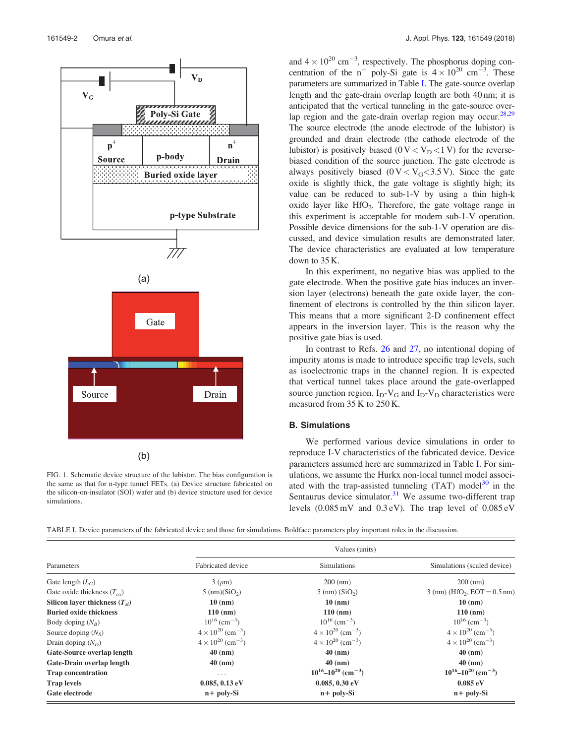V_G

V_D

Poly-Si Gate

p+ Source

p-body

n+ Drain

Buried oxide layer

p-type Substrate

(a)

Gate

Source

Drain

(b)

FIG. 1. Schematic device structure of the lubistor. The bias configuration is the same as that for n-type tunnel FETs. (a) Device structure fabricated on the silicon-on-insulator (SOI) wafer and (b) device structure used for device simulations.

and $4 \times 10^{20}$ cm$^{-3}$, respectively. The phosphorus doping concentration of the n$^+$ poly-Si gate is $4 \times 10^{20}$ cm$^{-3}$. These parameters are summarized in Table I. The gate-source overlap length and the gate-drain overlap length are both 40 nm; it is anticipated that the vertical tunneling in the gate-source overlap region and the gate-drain overlap region may occur.[28,29] The source electrode (the anode electrode of the lubistor) is grounded and drain electrode (the cathode electrode of the lubistor) is positively biased ($0\,\text{V} < V_D < 1\,\text{V}$) for the reverse-biased condition of the source junction. The gate electrode is always positively biased ($0\,\text{V} < V_G < 3.5\,\text{V}$). Since the gate oxide is slightly thick, the gate voltage is slightly high; its value can be reduced to sub-1-V by using a thin high-k oxide layer like $HfO_2$. Therefore, the gate voltage range in this experiment is acceptable for modern sub-1-V operation. Possible device dimensions for the sub-1-V operation are discussed, and device simulation results are demonstrated later. The device characteristics are evaluated at low temperature down to 35 K.

In this experiment, no negative bias was applied to the gate electrode. When the positive gate bias induces an inversion layer (electrons) beneath the gate oxide layer, the confinement of electrons is controlled by the thin silicon layer. This means that a more significant 2-D confinement effect appears in the inversion layer. This is the reason why the positive gate bias is used.

In contrast to Refs. 26 and 27, no intentional doping of impurity atoms is made to introduce specific trap levels, such as isoelectronic traps in the channel region. It is expected that vertical tunnel takes place around the gate-overlapped source junction region. $I_D$-$V_G$ and $I_D$-$V_D$ characteristics were measured from 35 K to 250 K.

### B. Simulations

We performed various device simulations in order to reproduce I-V characteristics of the fabricated device. Device parameters assumed here are summarized in Table I. For simulations, we assume the Hurkx non-local tunnel model associated with the trap-assisted tunneling (TAT) model[30] in the Sentaurus device simulator.[31] We assume two-different trap levels (0.085 mV and 0.3 eV). The trap level of 0.085 eV

TABLE I. Device parameters of the fabricated device and those for simulations. Boldface parameters play important roles in the discussion.

| Parameters | Values (units) | | |
|---|---|---|---|
| | Fabricated device | Simulations | Simulations (scaled device) |
| Gate length ($L_G$) | 3 ($\mu$m) | 200 (nm) | 200 (nm) |
| Gate oxide thickness ($T_{ox}$) | 5 (nm)($SiO_2$) | 5 (nm) ($SiO_2$) | 3 (nm) ($HfO_2$, EOT = 0.5 nm) |
| **Silicon layer thickness ($T_{si}$)** | **10 (nm)** | **10 (nm)** | **10 (nm)** |
| **Buried oxide thickness** | **110 (nm)** | **110 (nm)** | **110 (nm)** |
| Body doping ($N_B$) | $10^{16}$ (cm$^{-3}$) | $10^{16}$ (cm$^{-3}$) | $10^{16}$ (cm$^{-3}$) |
| Source doping ($N_S$) | $4 \times 10^{20}$ (cm$^{-3}$) | $4 \times 10^{20}$ (cm$^{-3}$) | $4 \times 10^{20}$ (cm$^{-3}$) |
| Drain doping ($N_D$) | $4 \times 10^{20}$ (cm$^{-3}$) | $4 \times 10^{20}$ (cm$^{-3}$) | $4 \times 10^{20}$ (cm$^{-3}$) |
| **Gate-Source overlap length** | **40 (nm)** | **40 (nm)** | **40 (nm)** |
| **Gate-Drain overlap length** | **40 (nm)** | **40 (nm)** | **40 (nm)** |
| **Trap concentration** | ... | **$10^{16}$–$10^{20}$ (cm$^{-3}$)** | **$10^{16}$–$10^{20}$ (cm$^{-3}$)** |
| **Trap levels** | **0.085, 0.13 eV** | **0.085, 0.30 eV** | **0.085 eV** |
| **Gate electrode** | **n+ poly-Si** | **n+ poly-Si** | **n+ poly-Si** |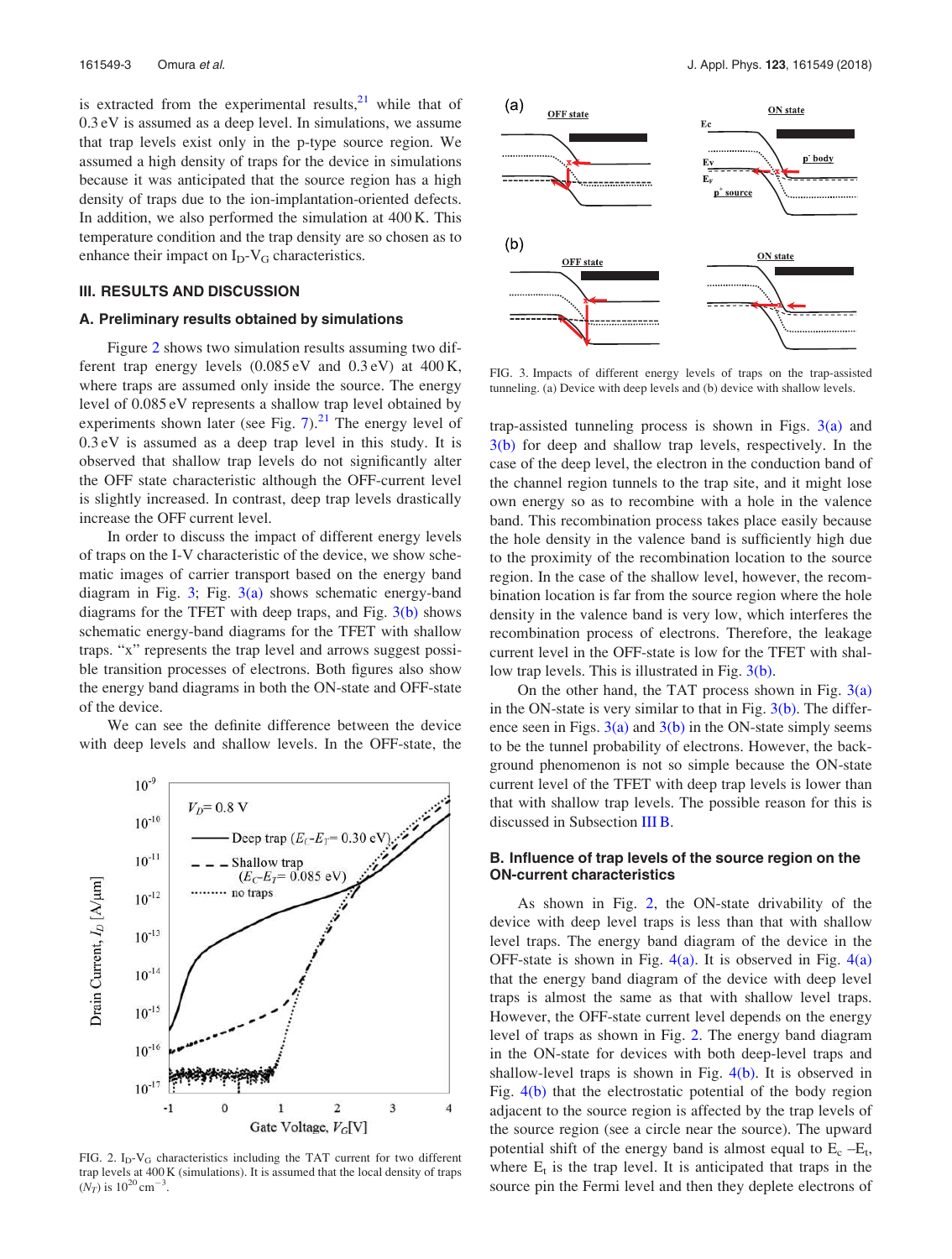is extracted from the experimental results,[21] while that of 0.3 eV is assumed as a deep level. In simulations, we assume that trap levels exist only in the p-type source region. We assumed a high density of traps for the device in simulations because it was anticipated that the source region has a high density of traps due to the ion-implantation-oriented defects. In addition, we also performed the simulation at 400 K. This temperature condition and the trap density are so chosen as to enhance their impact on $I_D$-$V_G$ characteristics.

## III. RESULTS AND DISCUSSION

### A. Preliminary results obtained by simulations

Figure 2 shows two simulation results assuming two different trap energy levels (0.085 eV and 0.3 eV) at 400 K, where traps are assumed only inside the source. The energy level of 0.085 eV represents a shallow trap level obtained by experiments shown later (see Fig. 7).[21] The energy level of 0.3 eV is assumed as a deep trap level in this study. It is observed that shallow trap levels do not significantly alter the OFF state characteristic although the OFF-current level is slightly increased. In contrast, deep trap levels drastically increase the OFF current level.

In order to discuss the impact of different energy levels of traps on the I-V characteristic of the device, we show schematic images of carrier transport based on the energy band diagram in Fig. 3; Fig. 3(a) shows schematic energy-band diagrams for the TFET with deep traps, and Fig. 3(b) shows schematic energy-band diagrams for the TFET with shallow traps. "x" represents the trap level and arrows suggest possible transition processes of electrons. Both figures also show the energy band diagrams in both the ON-state and OFF-state of the device.

We can see the definite difference between the device with deep levels and shallow levels. In the OFF-state, the trap-assisted tunneling process is shown in Figs. 3(a) and 3(b) for deep and shallow trap levels, respectively. In the case of the deep level, the electron in the conduction band of the channel region tunnels to the trap site, and it might lose own energy so as to recombine with a hole in the valence band. This recombination process takes place easily because the hole density in the valence band is sufficiently high due to the proximity of the recombination location to the source region. In the case of the shallow level, however, the recombination location is far from the source region where the hole density in the valence band is very low, which interferes the recombination process of electrons. Therefore, the leakage current level in the OFF-state is low for the TFET with shallow trap levels. This is illustrated in Fig. 3(b).

On the other hand, the TAT process shown in Fig. 3(a) in the ON-state is very similar to that in Fig. 3(b). The difference seen in Figs. 3(a) and 3(b) in the ON-state simply seems to be the tunnel probability of electrons. However, the background phenomenon is not so simple because the ON-state current level of the TFET with deep trap levels is lower than that with shallow trap levels. The possible reason for this is discussed in Subsection III B.

$V_D$= 0.8 V
Deep trap ($E_C$-$E_T$= 0.30 eV)
Shallow trap ($E_C$-$E_T$= 0.085 eV)
no traps
Drain Current, $I_D$ [A/μm]
Gate Voltage, $V_G$[V]

FIG. 2. $I_D$-$V_G$ characteristics including the TAT current for two different trap levels at 400 K (simulations). It is assumed that the local density of traps ($N_T$) is $10^{20}$ cm$^{-3}$.

(a) OFF state ON state Ec Ev EF p⁻ body p⁺ source
(b) OFF state ON state

FIG. 3. Impacts of different energy levels of traps on the trap-assisted tunneling. (a) Device with deep levels and (b) device with shallow levels.

### B. Influence of trap levels of the source region on the ON-current characteristics

As shown in Fig. 2, the ON-state drivability of the device with deep level traps is less than that with shallow level traps. The energy band diagram of the device in the OFF-state is shown in Fig. 4(a). It is observed in Fig. 4(a) that the energy band diagram of the device with deep level traps is almost the same as that with shallow level traps. However, the OFF-state current level depends on the energy level of traps as shown in Fig. 2. The energy band diagram in the ON-state for devices with both deep-level traps and shallow-level traps is shown in Fig. 4(b). It is observed in Fig. 4(b) that the electrostatic potential of the body region adjacent to the source region is affected by the trap levels of the source region (see a circle near the source). The upward potential shift of the energy band is almost equal to $E_c - E_t$, where $E_t$ is the trap level. It is anticipated that traps in the source pin the Fermi level and then they deplete electrons of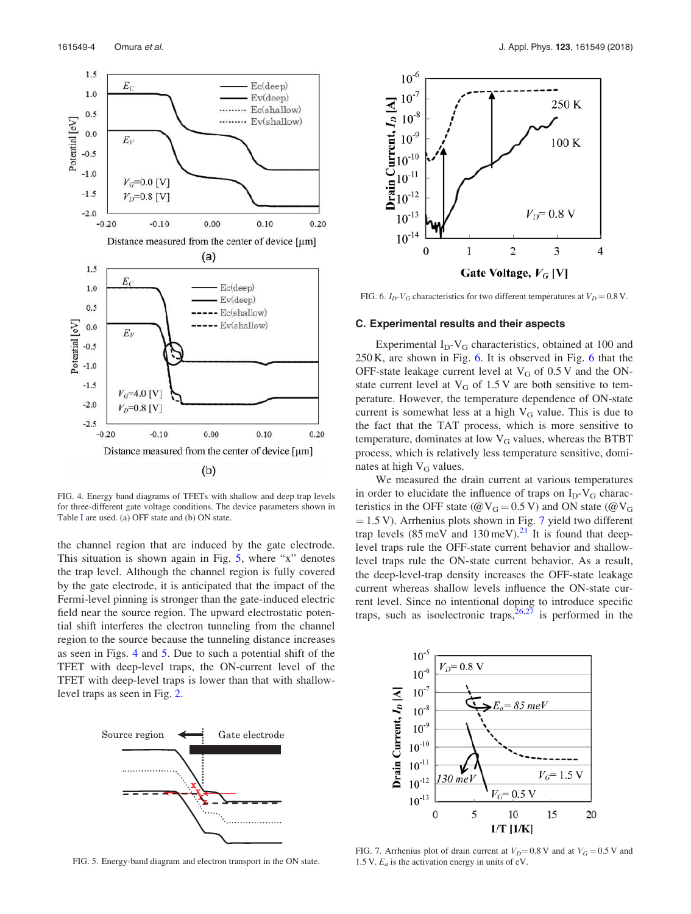Ec(deep)
Ev(deep)
Ec(shallow)
Ev(shallow)

$E_C$

$E_V$

$V_G$=0.0 [V]
$V_D$=0.8 [V]

Potential [eV]

1.5
1.0
0.5
0.0
-0.5
-1.0
-1.5
-2.0

-0.20 -0.10 0.00 0.10 0.20

Distance measured from the center of device [μm]

(a)

Ec(deep)
Ev(deep)
Ec(shallow)
Ev(shallow)

$E_C$

$E_V$

$V_G$=4.0 [V]
$V_D$=0.8 [V]

Potential [eV]

1.5
1.0
0.5
0.0
-0.5
-1.0
-1.5
-2.0
-2.5

-0.20 -0.10 0.00 0.10 0.20

Distance measured from the center of device [μm]

(b)

FIG. 4. Energy band diagrams of TFETs with shallow and deep trap levels for three-different gate voltage conditions. The device parameters shown in Table I are used. (a) OFF state and (b) ON state.

the channel region that are induced by the gate electrode. This situation is shown again in Fig. 5, where "x" denotes the trap level. Although the channel region is fully covered by the gate electrode, it is anticipated that the impact of the Fermi-level pinning is stronger than the gate-induced electric field near the source region. The upward electrostatic potential shift interferes the electron tunneling from the channel region to the source because the tunneling distance increases as seen in Figs. 4 and 5. Due to such a potential shift of the TFET with deep-level traps, the ON-current level of the TFET with deep-level traps is lower than that with shallow-level traps as seen in Fig. 2.

Source region
Gate electrode

FIG. 5. Energy-band diagram and electron transport in the ON state.

Drain Current, $I_D$ [A]

$10^{-6}$
$10^{-7}$
$10^{-8}$
$10^{-9}$
$10^{-10}$
$10^{-11}$
$10^{-12}$
$10^{-13}$
$10^{-14}$

250 K
100 K
$V_D$= 0.8 V

0 1 2 3 4

Gate Voltage, $V_G$ [V]

FIG. 6. $I_D$-$V_G$ characteristics for two different temperatures at $V_D = 0.8$ V.

### C. Experimental results and their aspects

Experimental $I_D$-$V_G$ characteristics, obtained at 100 and 250 K, are shown in Fig. 6. It is observed in Fig. 6 that the OFF-state leakage current level at $V_G$ of 0.5 V and the ON-state current level at $V_G$ of 1.5 V are both sensitive to temperature. However, the temperature dependence of ON-state current is somewhat less at a high $V_G$ value. This is due to the fact that the TAT process, which is more sensitive to temperature, dominates at low $V_G$ values, whereas the BTBT process, which is relatively less temperature sensitive, dominates at high $V_G$ values.

We measured the drain current at various temperatures in order to elucidate the influence of traps on $I_D$-$V_G$ characteristics in the OFF state (@$V_G = 0.5$ V) and ON state (@$V_G = 1.5$ V). Arrhenius plots shown in Fig. 7 yield two different trap levels (85 meV and 130 meV).[21] It is found that deep-level traps rule the OFF-state current behavior and shallow-level traps rule the ON-state current behavior. As a result, the deep-level-trap density increases the OFF-state leakage current whereas shallow levels influence the ON-state current level. Since no intentional doping to introduce specific traps, such as isoelectronic traps,[26,27] is performed in the

Drain Current, $I_D$ [A]

$10^{-5}$
$10^{-6}$
$10^{-7}$
$10^{-8}$
$10^{-9}$
$10^{-10}$
$10^{-11}$
$10^{-12}$
$10^{-13}$

$V_D$= 0.8 V
$E_a$= 85 meV
130 meV
$V_G$= 1.5 V
$V_G$= 0.5 V

0 5 10 15 20

1/T [1/K]

FIG. 7. Arrhenius plot of drain current at $V_D = 0.8$ V and at $V_G = 0.5$ V and 1.5 V. $E_a$ is the activation energy in units of eV.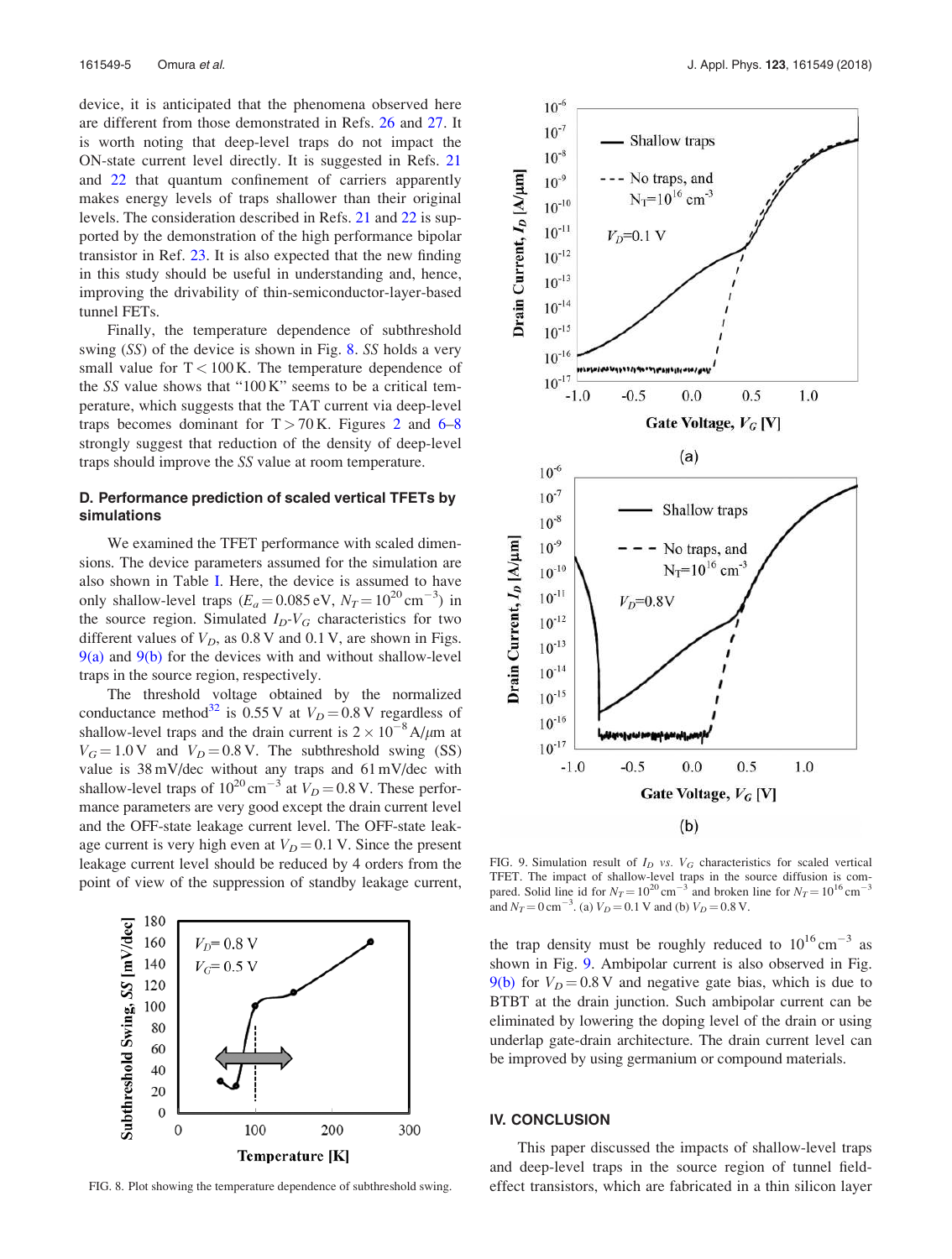device, it is anticipated that the phenomena observed here are different from those demonstrated in Refs. 26 and 27. It is worth noting that deep-level traps do not impact the ON-state current level directly. It is suggested in Refs. 21 and 22 that quantum confinement of carriers apparently makes energy levels of traps shallower than their original levels. The consideration described in Refs. 21 and 22 is supported by the demonstration of the high performance bipolar transistor in Ref. 23. It is also expected that the new finding in this study should be useful in understanding and, hence, improving the drivability of thin-semiconductor-layer-based tunnel FETs.

Finally, the temperature dependence of subthreshold swing (*SS*) of the device is shown in Fig. 8. *SS* holds a very small value for $T < 100$ K. The temperature dependence of the *SS* value shows that "100 K" seems to be a critical temperature, which suggests that the TAT current via deep-level traps becomes dominant for $T > 70$ K. Figures 2 and 6–8 strongly suggest that reduction of the density of deep-level traps should improve the *SS* value at room temperature.

### D. Performance prediction of scaled vertical TFETs by simulations

We examined the TFET performance with scaled dimensions. The device parameters assumed for the simulation are also shown in Table I. Here, the device is assumed to have only shallow-level traps ($E_a = 0.085$ eV, $N_T = 10^{20}$ cm$^{-3}$) in the source region. Simulated $I_D$-$V_G$ characteristics for two different values of $V_D$, as 0.8 V and 0.1 V, are shown in Figs. 9(a) and 9(b) for the devices with and without shallow-level traps in the source region, respectively.

The threshold voltage obtained by the normalized conductance method[32] is 0.55 V at $V_D = 0.8$ V regardless of shallow-level traps and the drain current is $2 \times 10^{-8}$ A/$\mu$m at $V_G = 1.0$ V and $V_D = 0.8$ V. The subthreshold swing (SS) value is 38 mV/dec without any traps and 61 mV/dec with shallow-level traps of $10^{20}$ cm$^{-3}$ at $V_D = 0.8$ V. These performance parameters are very good except the drain current level and the OFF-state leakage current level. The OFF-state leakage current is very high even at $V_D = 0.1$ V. Since the present leakage current level should be reduced by 4 orders from the point of view of the suppression of standby leakage current, the trap density must be roughly reduced to $10^{16}$ cm$^{-3}$ as shown in Fig. 9. Ambipolar current is also observed in Fig. 9(b) for $V_D = 0.8$ V and negative gate bias, which is due to BTBT at the drain junction. Such ambipolar current can be eliminated by lowering the doping level of the drain or using underlap gate-drain architecture. The drain current level can be improved by using germanium or compound materials.

Subthreshold Swing, SS [mV/dec]
180
160
140
120
100
80
60
40
20
0
0
100
200
300
Temperature [K]
$V_D$= 0.8 V
$V_G$= 0.5 V

FIG. 8. Plot showing the temperature dependence of subthreshold swing.

Drain Current, $I_D$ [A/μm]
$10^{-6}$ $10^{-7}$ $10^{-8}$ $10^{-9}$ $10^{-10}$ $10^{-11}$ $10^{-12}$ $10^{-13}$ $10^{-14}$ $10^{-15}$ $10^{-16}$ $10^{-17}$
-1.0 -0.5 0.0 0.5 1.0
Gate Voltage, $V_G$ [V]
Shallow traps
No traps, and $N_T$=$10^{16}$ cm$^{-3}$
$V_D$=0.1 V
(a)

Drain Current, $I_D$ [A/μm]
$10^{-6}$ $10^{-7}$ $10^{-8}$ $10^{-9}$ $10^{-10}$ $10^{-11}$ $10^{-12}$ $10^{-13}$ $10^{-14}$ $10^{-15}$ $10^{-16}$ $10^{-17}$
-1.0 -0.5 0.0 0.5 1.0
Gate Voltage, $V_G$ [V]
Shallow traps
No traps, and $N_T$=$10^{16}$ cm$^{-3}$
$V_D$=0.8V
(b)

FIG. 9. Simulation result of $I_D$ *vs.* $V_G$ characteristics for scaled vertical TFET. The impact of shallow-level traps in the source diffusion is compared. Solid line id for $N_T = 10^{20}$ cm$^{-3}$ and broken line for $N_T = 10^{16}$ cm$^{-3}$ and $N_T = 0$ cm$^{-3}$. (a) $V_D = 0.1$ V and (b) $V_D = 0.8$ V.

## IV. CONCLUSION

This paper discussed the impacts of shallow-level traps and deep-level traps in the source region of tunnel field-effect transistors, which are fabricated in a thin silicon layer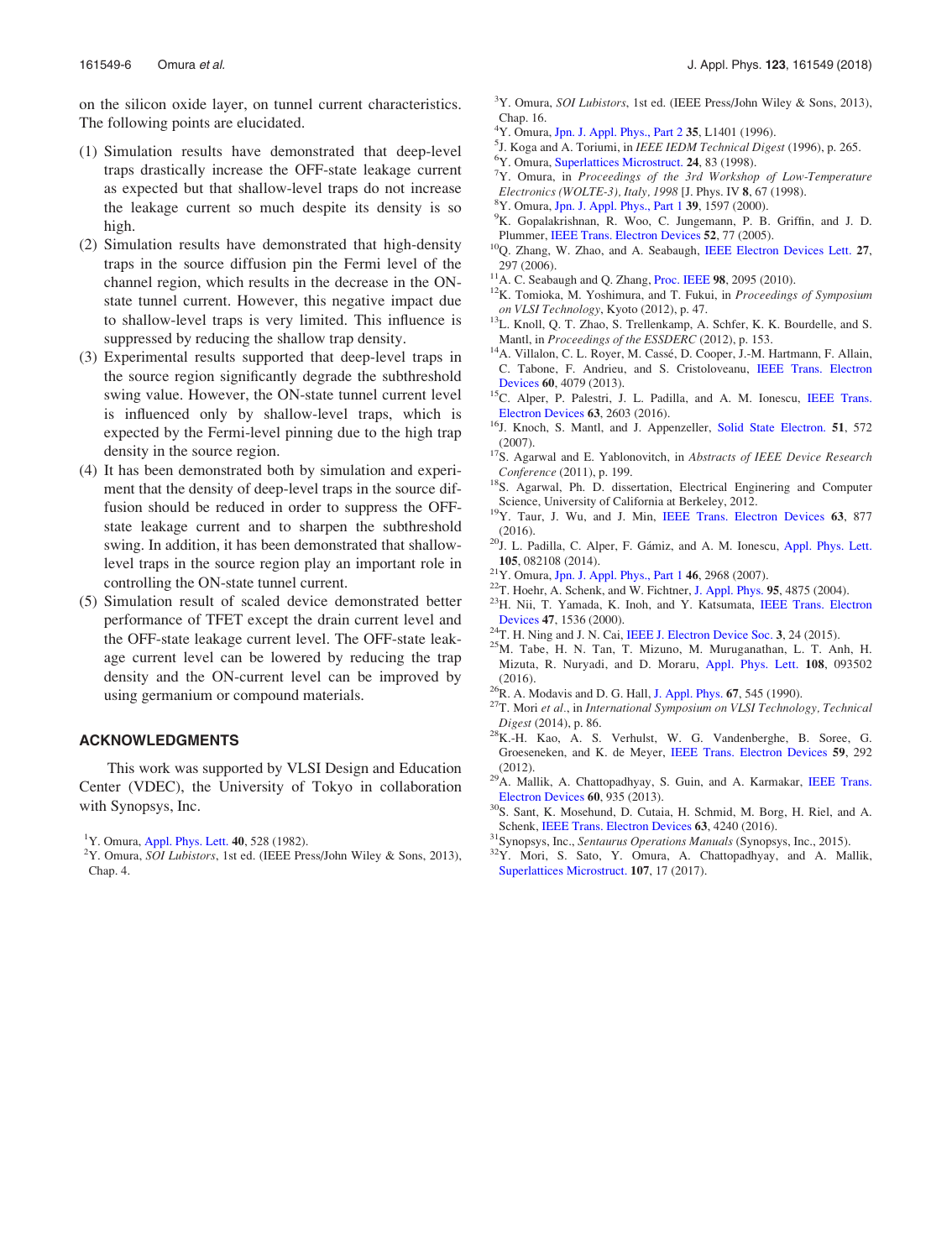on the silicon oxide layer, on tunnel current characteristics. The following points are elucidated.

(1) Simulation results have demonstrated that deep-level traps drastically increase the OFF-state leakage current as expected but that shallow-level traps do not increase the leakage current so much despite its density is so high.
(2) Simulation results have demonstrated that high-density traps in the source diffusion pin the Fermi level of the channel region, which results in the decrease in the ON-state tunnel current. However, this negative impact due to shallow-level traps is very limited. This influence is suppressed by reducing the shallow trap density.
(3) Experimental results supported that deep-level traps in the source region significantly degrade the subthreshold swing value. However, the ON-state tunnel current level is influenced only by shallow-level traps, which is expected by the Fermi-level pinning due to the high trap density in the source region.
(4) It has been demonstrated both by simulation and experiment that the density of deep-level traps in the source diffusion should be reduced in order to suppress the OFF-state leakage current and to sharpen the subthreshold swing. In addition, it has been demonstrated that shallow-level traps in the source region play an important role in controlling the ON-state tunnel current.
(5) Simulation result of scaled device demonstrated better performance of TFET except the drain current level and the OFF-state leakage current level. The OFF-state leakage current level can be lowered by reducing the trap density and the ON-current level can be improved by using germanium or compound materials.

## ACKNOWLEDGMENTS

This work was supported by VLSI Design and Education Center (VDEC), the University of Tokyo in collaboration with Synopsys, Inc.

[1] Y. Omura, Appl. Phys. Lett. **40**, 528 (1982).
[2] Y. Omura, *SOI Lubistors*, 1st ed. (IEEE Press/John Wiley & Sons, 2013), Chap. 4.
[3] Y. Omura, *SOI Lubistors*, 1st ed. (IEEE Press/John Wiley & Sons, 2013), Chap. 16.
[4] Y. Omura, Jpn. J. Appl. Phys., Part 2 **35**, L1401 (1996).
[5] J. Koga and A. Toriumi, in *IEEE IEDM Technical Digest* (1996), p. 265.
[6] Y. Omura, Superlattices Microstruct. **24**, 83 (1998).
[7] Y. Omura, in *Proceedings of the 3rd Workshop of Low-Temperature Electronics (WOLTE-3), Italy, 1998* [J. Phys. IV **8**, 67 (1998).
[8] Y. Omura, Jpn. J. Appl. Phys., Part 1 **39**, 1597 (2000).
[9] K. Gopalakrishnan, R. Woo, C. Jungemann, P. B. Griffin, and J. D. Plummer, IEEE Trans. Electron Devices **52**, 77 (2005).
[10] Q. Zhang, W. Zhao, and A. Seabaugh, IEEE Electron Devices Lett. **27**, 297 (2006).
[11] A. C. Seabaugh and Q. Zhang, Proc. IEEE **98**, 2095 (2010).
[12] K. Tomioka, M. Yoshimura, and T. Fukui, in *Proceedings of Symposium on VLSI Technology*, Kyoto (2012), p. 47.
[13] L. Knoll, Q. T. Zhao, S. Trellenkamp, A. Schfer, K. K. Bourdelle, and S. Mantl, in *Proceedings of the ESSDERC* (2012), p. 153.
[14] A. Villalon, C. L. Royer, M. Cassé, D. Cooper, J.-M. Hartmann, F. Allain, C. Tabone, F. Andrieu, and S. Cristoloveanu, IEEE Trans. Electron Devices **60**, 4079 (2013).
[15] C. Alper, P. Palestri, J. L. Padilla, and A. M. Ionescu, IEEE Trans. Electron Devices **63**, 2603 (2016).
[16] J. Knoch, S. Mantl, and J. Appenzeller, Solid State Electron. **51**, 572 (2007).
[17] S. Agarwal and E. Yablonovitch, in *Abstracts of IEEE Device Research Conference* (2011), p. 199.
[18] S. Agarwal, Ph. D. dissertation, Electrical Enginering and Computer Science, University of California at Berkeley, 2012.
[19] Y. Taur, J. Wu, and J. Min, IEEE Trans. Electron Devices **63**, 877 (2016).
[20] J. L. Padilla, C. Alper, F. Gámiz, and A. M. Ionescu, Appl. Phys. Lett. **105**, 082108 (2014).
[21] Y. Omura, Jpn. J. Appl. Phys., Part 1 **46**, 2968 (2007).
[22] T. Hoehr, A. Schenk, and W. Fichtner, J. Appl. Phys. **95**, 4875 (2004).
[23] H. Nii, T. Yamada, K. Inoh, and Y. Katsumata, IEEE Trans. Electron Devices **47**, 1536 (2000).
[24] T. H. Ning and J. N. Cai, IEEE J. Electron Device Soc. **3**, 24 (2015).
[25] M. Tabe, H. N. Tan, T. Mizuno, M. Muruganathan, L. T. Anh, H. Mizuta, R. Nuryadi, and D. Moraru, Appl. Phys. Lett. **108**, 093502 (2016).
[26] R. A. Modavis and D. G. Hall, J. Appl. Phys. **67**, 545 (1990).
[27] T. Mori *et al.*, in *International Symposium on VLSI Technology, Technical Digest* (2014), p. 86.
[28] K.-H. Kao, A. S. Verhulst, W. G. Vandenberghe, B. Soree, G. Groeseneken, and K. de Meyer, IEEE Trans. Electron Devices **59**, 292 (2012).
[29] A. Mallik, A. Chattopadhyay, S. Guin, and A. Karmakar, IEEE Trans. Electron Devices **60**, 935 (2013).
[30] S. Sant, K. Mosehund, D. Cutaia, H. Schmid, M. Borg, H. Riel, and A. Schenk, IEEE Trans. Electron Devices **63**, 4240 (2016).
[31] Synopsys, Inc., *Sentaurus Operations Manuals* (Synopsys, Inc., 2015).
[32] Y. Mori, S. Sato, Y. Omura, A. Chattopadhyay, and A. Mallik, Superlattices Microstruct. **107**, 17 (2017).